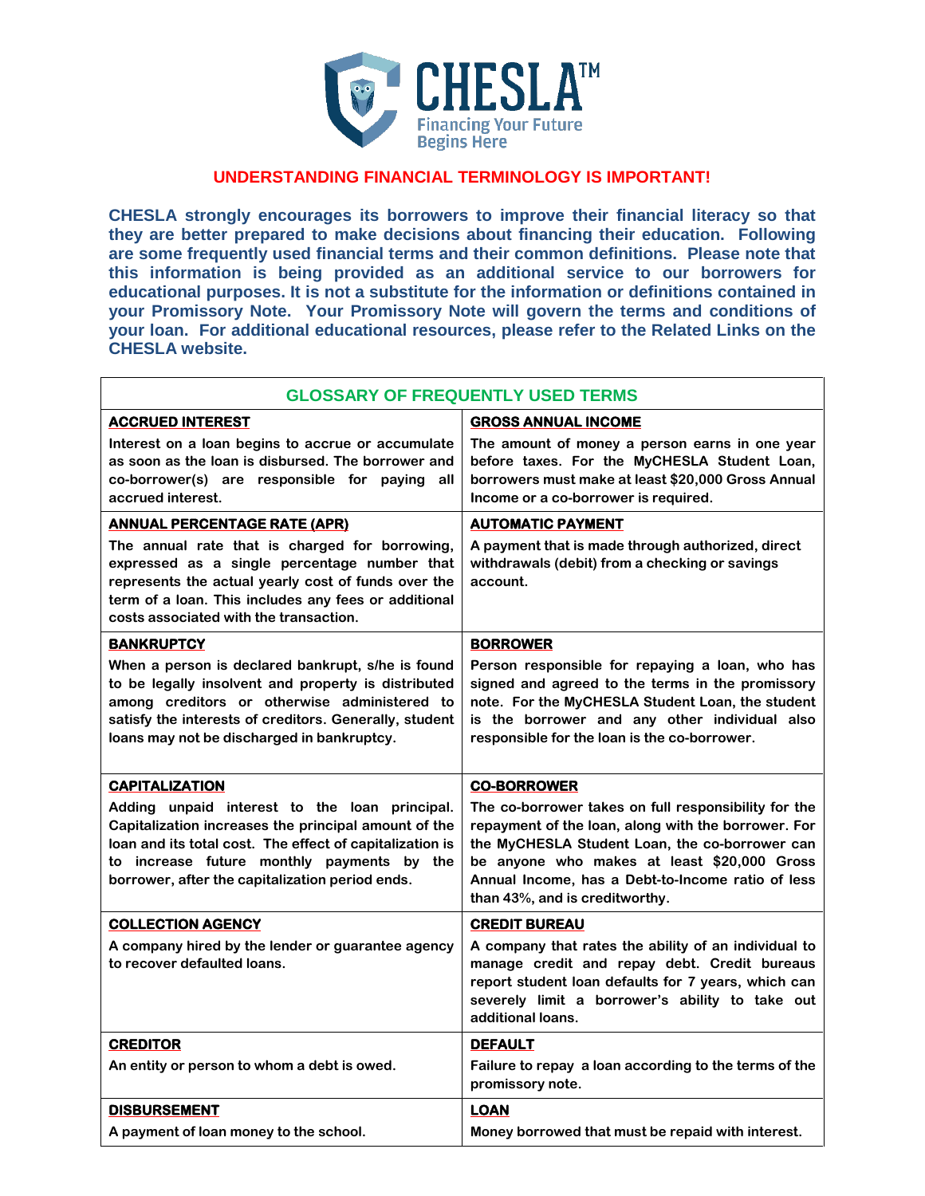**CHESLA™**

Financing Your Future Begins Here

## UNDERSTANDING FINANCIAL TERMINOLOGY IS IMPORTANT!

**CHESLA strongly encourages its borrowers to improve their financial literacy so that they are better prepared to make decisions about financing their education. Following are some frequently used financial terms and their common definitions. Please note that this information is being provided as an additional service to our borrowers for educational purposes. It is not a substitute for the information or definitions contained in your Promissory Note. Your Promissory Note will govern the terms and conditions of your loan. For additional educational resources, please refer to the Related Links on the CHESLA website.**

| GLOSSARY OF FREQUENTLY USED TERMS | |
|---|---|
| **ACCRUED INTEREST**<br>Interest on a loan begins to accrue or accumulate as soon as the loan is disbursed. The borrower and co-borrower(s) are responsible for paying all accrued interest. | **GROSS ANNUAL INCOME**<br>The amount of money a person earns in one year before taxes. For the MyCHESLA Student Loan, borrowers must make at least $20,000 Gross Annual Income or a co-borrower is required. |
| **ANNUAL PERCENTAGE RATE (APR)**<br>The annual rate that is charged for borrowing, expressed as a single percentage number that represents the actual yearly cost of funds over the term of a loan. This includes any fees or additional costs associated with the transaction. | **AUTOMATIC PAYMENT**<br>A payment that is made through authorized, direct withdrawals (debit) from a checking or savings account. |
| **BANKRUPTCY**<br>When a person is declared bankrupt, s/he is found to be legally insolvent and property is distributed among creditors or otherwise administered to satisfy the interests of creditors. Generally, student loans may not be discharged in bankruptcy. | **BORROWER**<br>Person responsible for repaying a loan, who has signed and agreed to the terms in the promissory note. For the MyCHESLA Student Loan, the student is the borrower and any other individual also responsible for the loan is the co-borrower. |
| **CAPITALIZATION**<br>Adding unpaid interest to the loan principal. Capitalization increases the principal amount of the loan and its total cost. The effect of capitalization is to increase future monthly payments by the borrower, after the capitalization period ends. | **CO-BORROWER**<br>The co-borrower takes on full responsibility for the repayment of the loan, along with the borrower. For the MyCHESLA Student Loan, the co-borrower can be anyone who makes at least $20,000 Gross Annual Income, has a Debt-to-Income ratio of less than 43%, and is creditworthy. |
| **COLLECTION AGENCY**<br>A company hired by the lender or guarantee agency to recover defaulted loans. | **CREDIT BUREAU**<br>A company that rates the ability of an individual to manage credit and repay debt. Credit bureaus report student loan defaults for 7 years, which can severely limit a borrower's ability to take out additional loans. |
| **CREDITOR**<br>An entity or person to whom a debt is owed. | **DEFAULT**<br>Failure to repay a loan according to the terms of the promissory note. |
| **DISBURSEMENT**<br>A payment of loan money to the school. | **LOAN**<br>Money borrowed that must be repaid with interest. |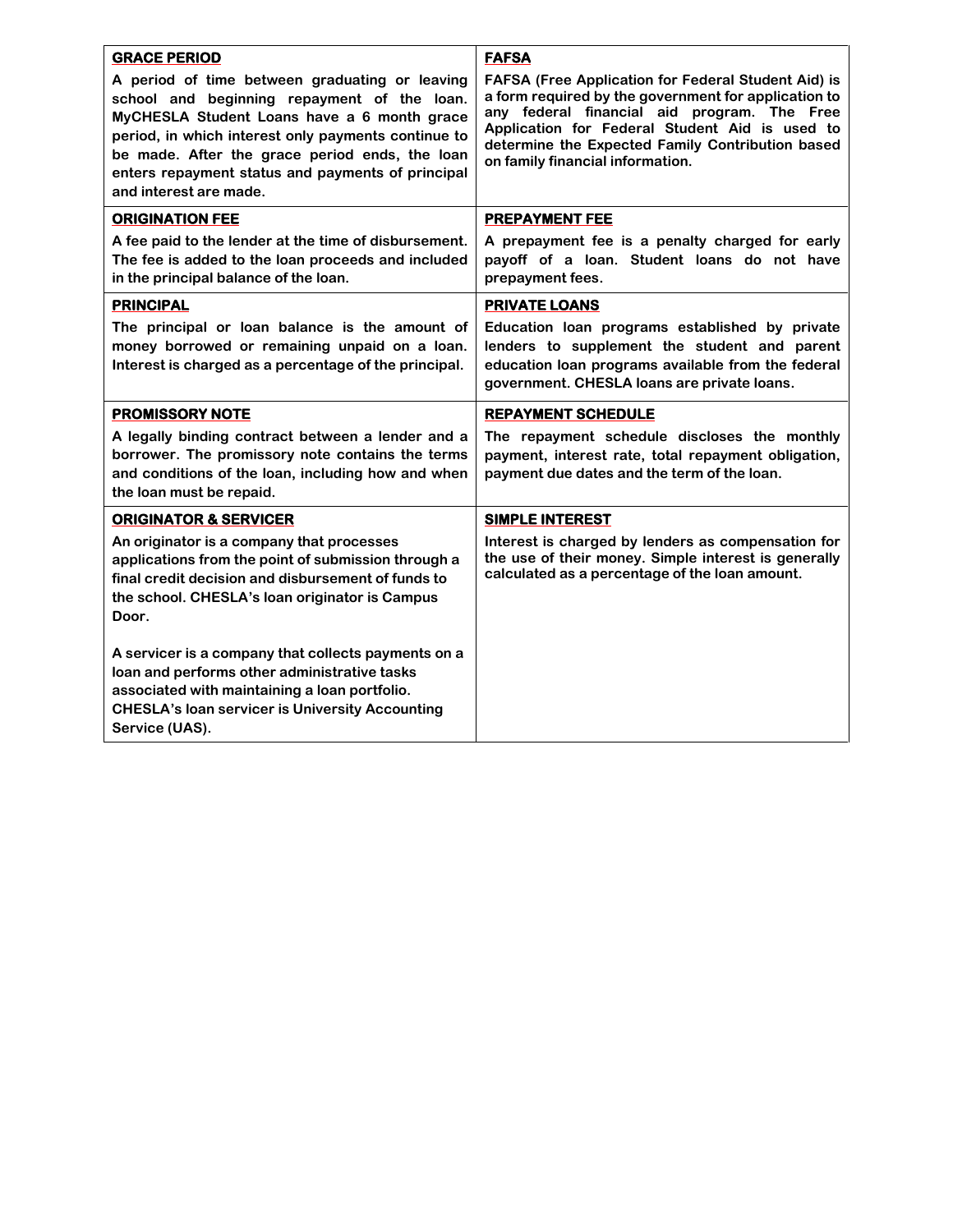| | |
|---|---|
| **GRACE PERIOD**<br><br>A period of time between graduating or leaving school and beginning repayment of the loan. MyCHESLA Student Loans have a 6 month grace period, in which interest only payments continue to be made. After the grace period ends, the loan enters repayment status and payments of principal and interest are made. | **FAFSA**<br><br>FAFSA (Free Application for Federal Student Aid) is a form required by the government for application to any federal financial aid program. The Free Application for Federal Student Aid is used to determine the Expected Family Contribution based on family financial information. |
| **ORIGINATION FEE**<br><br>A fee paid to the lender at the time of disbursement. The fee is added to the loan proceeds and included in the principal balance of the loan. | **PREPAYMENT FEE**<br><br>A prepayment fee is a penalty charged for early payoff of a loan. Student loans do not have prepayment fees. |
| **PRINCIPAL**<br><br>The principal or loan balance is the amount of money borrowed or remaining unpaid on a loan. Interest is charged as a percentage of the principal. | **PRIVATE LOANS**<br><br>Education loan programs established by private lenders to supplement the student and parent education loan programs available from the federal government. CHESLA loans are private loans. |
| **PROMISSORY NOTE**<br><br>A legally binding contract between a lender and a borrower. The promissory note contains the terms and conditions of the loan, including how and when the loan must be repaid. | **REPAYMENT SCHEDULE**<br><br>The repayment schedule discloses the monthly payment, interest rate, total repayment obligation, payment due dates and the term of the loan. |
| **ORIGINATOR & SERVICER**<br><br>An originator is a company that processes applications from the point of submission through a final credit decision and disbursement of funds to the school. CHESLA's loan originator is Campus Door.<br><br>A servicer is a company that collects payments on a loan and performs other administrative tasks associated with maintaining a loan portfolio. CHESLA's loan servicer is University Accounting Service (UAS). | **SIMPLE INTEREST**<br><br>Interest is charged by lenders as compensation for the use of their money. Simple interest is generally calculated as a percentage of the loan amount. |